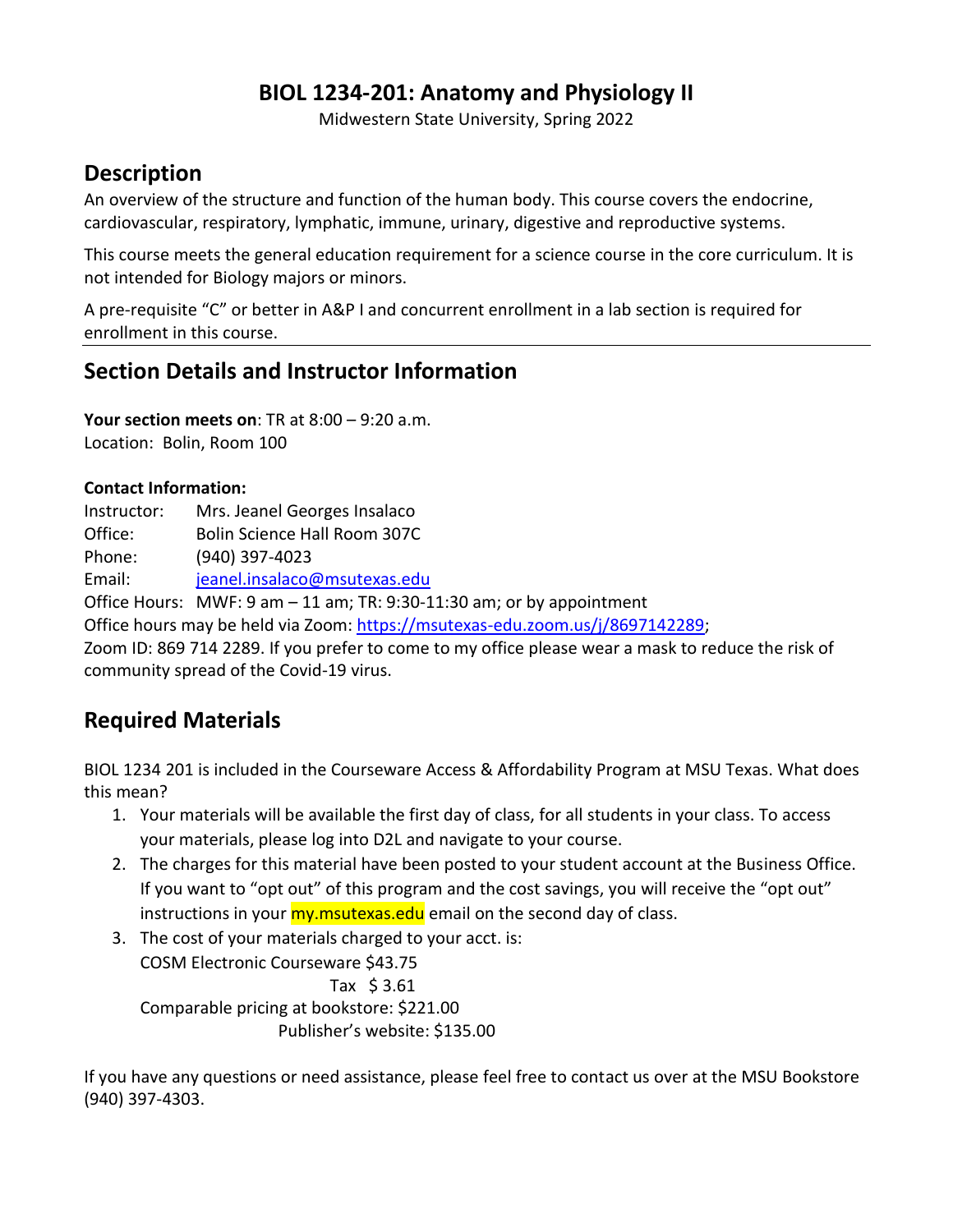# BIOL 1234-201: Anatomy and Physiology II

Midwestern State University, Spring 2022

## Description

An overview of the structure and function of the human body. This course covers the endocrine, cardiovascular, respiratory, lymphatic, immune, urinary, digestive and reproductive systems.

This course meets the general education requirement for a science course in the core curriculum. It is not intended for Biology majors or minors.

A pre-requisite "C" or better in A&P I and concurrent enrollment in a lab section is required for enrollment in this course.

## Section Details and Instructor Information

**Your section meets on**: TR at 8:00 – 9:20 a.m.
Location: Bolin, Room 100

**Contact Information:**

Instructor: Mrs. Jeanel Georges Insalaco
Office: Bolin Science Hall Room 307C
Phone: (940) 397-4023
Email: jeanel.insalaco@msutexas.edu
Office Hours: MWF: 9 am – 11 am; TR: 9:30-11:30 am; or by appointment
Office hours may be held via Zoom: https://msutexas-edu.zoom.us/j/8697142289;
Zoom ID: 869 714 2289. If you prefer to come to my office please wear a mask to reduce the risk of community spread of the Covid-19 virus.

## Required Materials

BIOL 1234 201 is included in the Courseware Access & Affordability Program at MSU Texas. What does this mean?

1. Your materials will be available the first day of class, for all students in your class. To access your materials, please log into D2L and navigate to your course.
2. The charges for this material have been posted to your student account at the Business Office. If you want to "opt out" of this program and the cost savings, you will receive the "opt out" instructions in your my.msutexas.edu email on the second day of class.
3. The cost of your materials charged to your acct. is:
   COSM Electronic Courseware $43.75
   Tax $ 3.61
   Comparable pricing at bookstore: $221.00
   Publisher's website: $135.00

If you have any questions or need assistance, please feel free to contact us over at the MSU Bookstore (940) 397-4303.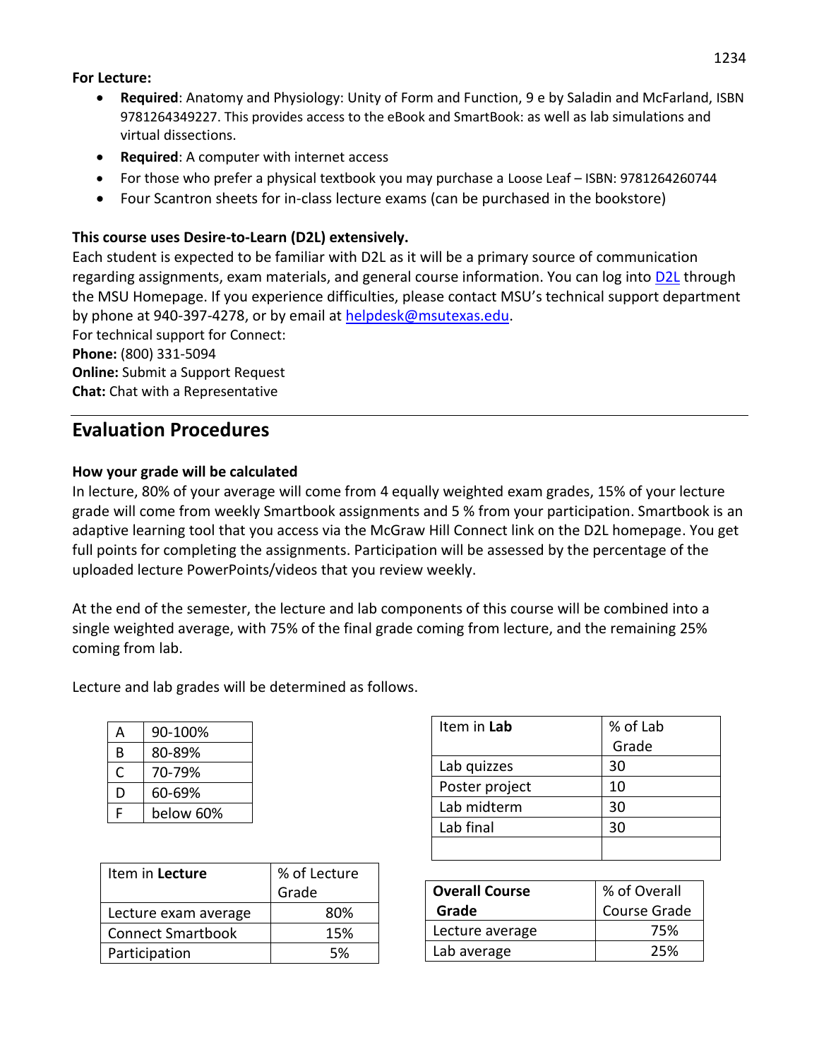**For Lecture:**

- **Required**: Anatomy and Physiology: Unity of Form and Function, 9 e by Saladin and McFarland, ISBN 9781264349227. This provides access to the eBook and SmartBook: as well as lab simulations and virtual dissections.
- **Required**: A computer with internet access
- For those who prefer a physical textbook you may purchase a Loose Leaf – ISBN: 9781264260744
- Four Scantron sheets for in-class lecture exams (can be purchased in the bookstore)

**This course uses Desire-to-Learn (D2L) extensively.**

Each student is expected to be familiar with D2L as it will be a primary source of communication regarding assignments, exam materials, and general course information. You can log into D2L through the MSU Homepage. If you experience difficulties, please contact MSU's technical support department by phone at 940-397-4278, or by email at helpdesk@msutexas.edu.

For technical support for Connect:

**Phone:** (800) 331-5094

**Online:** Submit a Support Request

**Chat:** Chat with a Representative

## Evaluation Procedures

**How your grade will be calculated**

In lecture, 80% of your average will come from 4 equally weighted exam grades, 15% of your lecture grade will come from weekly Smartbook assignments and 5 % from your participation. Smartbook is an adaptive learning tool that you access via the McGraw Hill Connect link on the D2L homepage. You get full points for completing the assignments. Participation will be assessed by the percentage of the uploaded lecture PowerPoints/videos that you review weekly.

At the end of the semester, the lecture and lab components of this course will be combined into a single weighted average, with 75% of the final grade coming from lecture, and the remaining 25% coming from lab.

Lecture and lab grades will be determined as follows.

| | |
|---|---|
| A | 90-100% |
| B | 80-89% |
| C | 70-79% |
| D | 60-69% |
| F | below 60% |

| Item in **Lab** | % of Lab Grade |
|---|---|
| Lab quizzes | 30 |
| Poster project | 10 |
| Lab midterm | 30 |
| Lab final | 30 |
| | |

| Item in **Lecture** | % of Lecture Grade |
|---|---|
| Lecture exam average | 80% |
| Connect Smartbook | 15% |
| Participation | 5% |

| **Overall Course Grade** | % of Overall Course Grade |
|---|---|
| Lecture average | 75% |
| Lab average | 25% |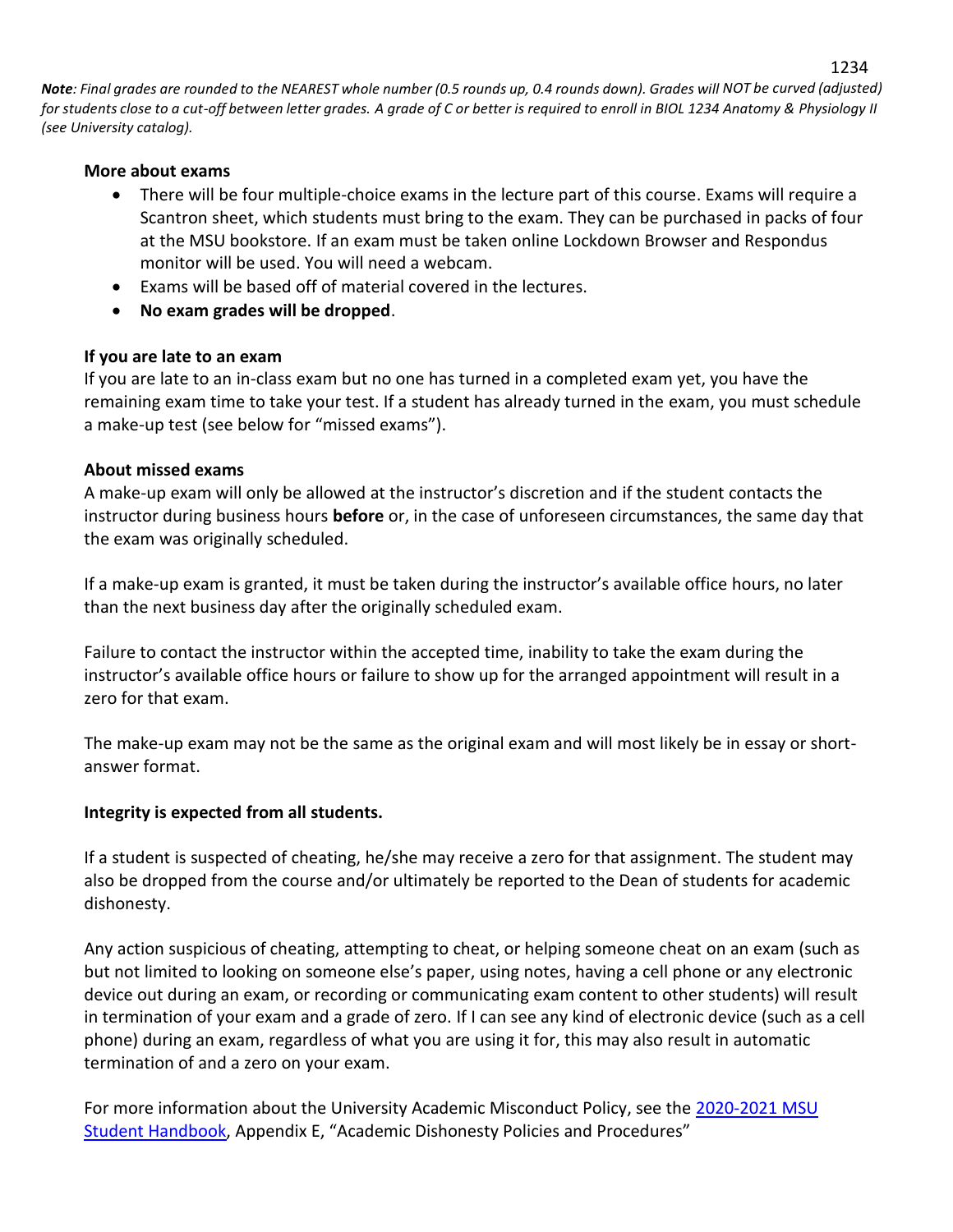***Note**: Final grades are rounded to the NEAREST whole number (0.5 rounds up, 0.4 rounds down). Grades will NOT be curved (adjusted) for students close to a cut-off between letter grades. A grade of C or better is required to enroll in BIOL 1234 Anatomy & Physiology II (see University catalog).*

**More about exams**

- There will be four multiple-choice exams in the lecture part of this course. Exams will require a Scantron sheet, which students must bring to the exam. They can be purchased in packs of four at the MSU bookstore. If an exam must be taken online Lockdown Browser and Respondus monitor will be used. You will need a webcam.
- Exams will be based off of material covered in the lectures.
- **No exam grades will be dropped**.

**If you are late to an exam**

If you are late to an in-class exam but no one has turned in a completed exam yet, you have the remaining exam time to take your test. If a student has already turned in the exam, you must schedule a make-up test (see below for "missed exams").

**About missed exams**

A make-up exam will only be allowed at the instructor's discretion and if the student contacts the instructor during business hours **before** or, in the case of unforeseen circumstances, the same day that the exam was originally scheduled.

If a make-up exam is granted, it must be taken during the instructor's available office hours, no later than the next business day after the originally scheduled exam.

Failure to contact the instructor within the accepted time, inability to take the exam during the instructor's available office hours or failure to show up for the arranged appointment will result in a zero for that exam.

The make-up exam may not be the same as the original exam and will most likely be in essay or short-answer format.

**Integrity is expected from all students.**

If a student is suspected of cheating, he/she may receive a zero for that assignment. The student may also be dropped from the course and/or ultimately be reported to the Dean of students for academic dishonesty.

Any action suspicious of cheating, attempting to cheat, or helping someone cheat on an exam (such as but not limited to looking on someone else's paper, using notes, having a cell phone or any electronic device out during an exam, or recording or communicating exam content to other students) will result in termination of your exam and a grade of zero. If I can see any kind of electronic device (such as a cell phone) during an exam, regardless of what you are using it for, this may also result in automatic termination of and a zero on your exam.

For more information about the University Academic Misconduct Policy, see the 2020-2021 MSU Student Handbook, Appendix E, "Academic Dishonesty Policies and Procedures"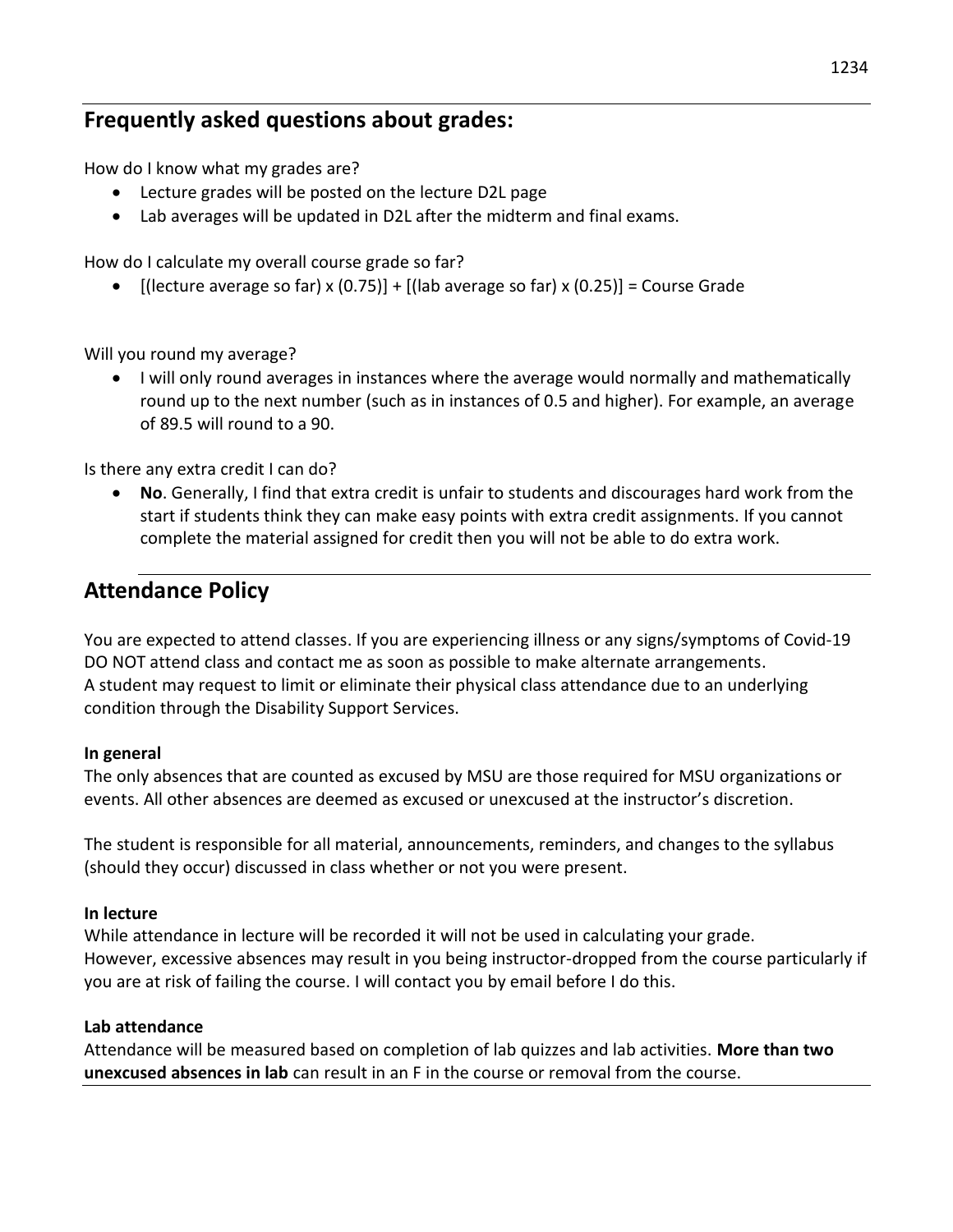## Frequently asked questions about grades:

How do I know what my grades are?

- Lecture grades will be posted on the lecture D2L page
- Lab averages will be updated in D2L after the midterm and final exams.

How do I calculate my overall course grade so far?

- [(lecture average so far) x (0.75)] + [(lab average so far) x (0.25)] = Course Grade

Will you round my average?

- I will only round averages in instances where the average would normally and mathematically round up to the next number (such as in instances of 0.5 and higher). For example, an average of 89.5 will round to a 90.

Is there any extra credit I can do?

- **No**. Generally, I find that extra credit is unfair to students and discourages hard work from the start if students think they can make easy points with extra credit assignments. If you cannot complete the material assigned for credit then you will not be able to do extra work.

## Attendance Policy

You are expected to attend classes. If you are experiencing illness or any signs/symptoms of Covid-19 DO NOT attend class and contact me as soon as possible to make alternate arrangements.
A student may request to limit or eliminate their physical class attendance due to an underlying condition through the Disability Support Services.

**In general**

The only absences that are counted as excused by MSU are those required for MSU organizations or events. All other absences are deemed as excused or unexcused at the instructor's discretion.

The student is responsible for all material, announcements, reminders, and changes to the syllabus (should they occur) discussed in class whether or not you were present.

**In lecture**

While attendance in lecture will be recorded it will not be used in calculating your grade.
However, excessive absences may result in you being instructor-dropped from the course particularly if you are at risk of failing the course. I will contact you by email before I do this.

**Lab attendance**

Attendance will be measured based on completion of lab quizzes and lab activities. **More than two unexcused absences in lab** can result in an F in the course or removal from the course.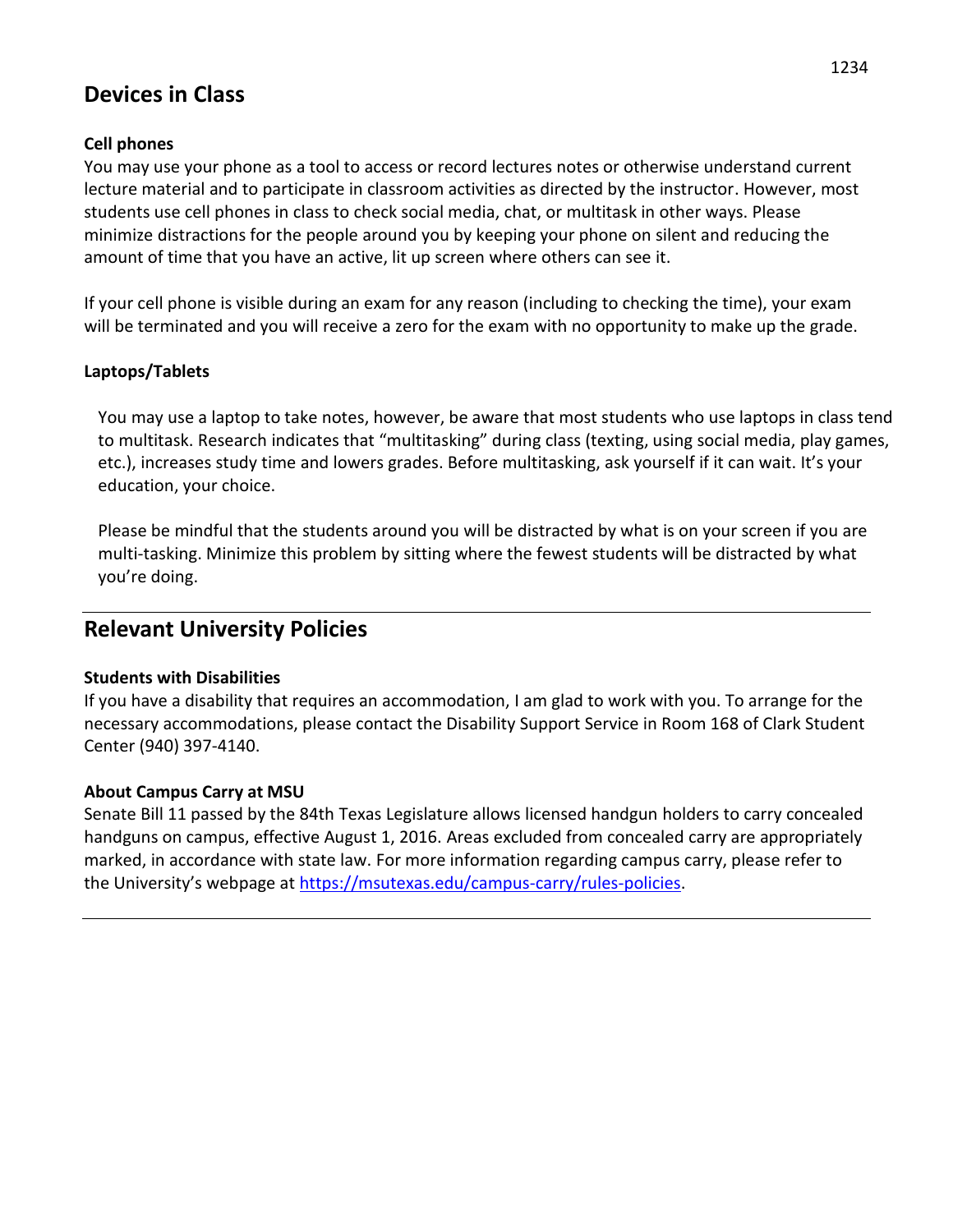## Devices in Class

### Cell phones

You may use your phone as a tool to access or record lectures notes or otherwise understand current lecture material and to participate in classroom activities as directed by the instructor. However, most students use cell phones in class to check social media, chat, or multitask in other ways. Please minimize distractions for the people around you by keeping your phone on silent and reducing the amount of time that you have an active, lit up screen where others can see it.

If your cell phone is visible during an exam for any reason (including to checking the time), your exam will be terminated and you will receive a zero for the exam with no opportunity to make up the grade.

### Laptops/Tablets

You may use a laptop to take notes, however, be aware that most students who use laptops in class tend to multitask. Research indicates that "multitasking" during class (texting, using social media, play games, etc.), increases study time and lowers grades. Before multitasking, ask yourself if it can wait. It's your education, your choice.

Please be mindful that the students around you will be distracted by what is on your screen if you are multi-tasking. Minimize this problem by sitting where the fewest students will be distracted by what you're doing.

---

## Relevant University Policies

### Students with Disabilities

If you have a disability that requires an accommodation, I am glad to work with you. To arrange for the necessary accommodations, please contact the Disability Support Service in Room 168 of Clark Student Center (940) 397-4140.

### About Campus Carry at MSU

Senate Bill 11 passed by the 84th Texas Legislature allows licensed handgun holders to carry concealed handguns on campus, effective August 1, 2016. Areas excluded from concealed carry are appropriately marked, in accordance with state law. For more information regarding campus carry, please refer to the University's webpage at https://msutexas.edu/campus-carry/rules-policies.

---